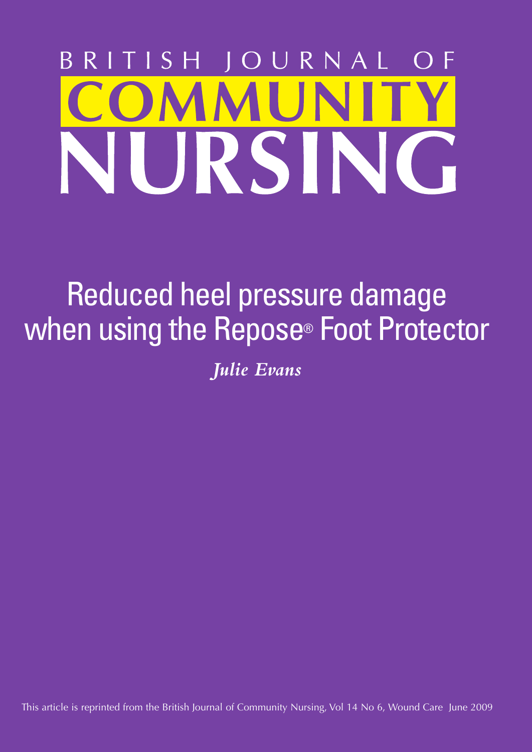# BRITISH JOURNAL OF COMMUNITY NURSING

## Reduced heel pressure damage when using the Repose® Foot Protector

*Julie Evans*

This article is reprinted from the British Journal of Community Nursing, Vol 14 No 6, Wound Care June 2009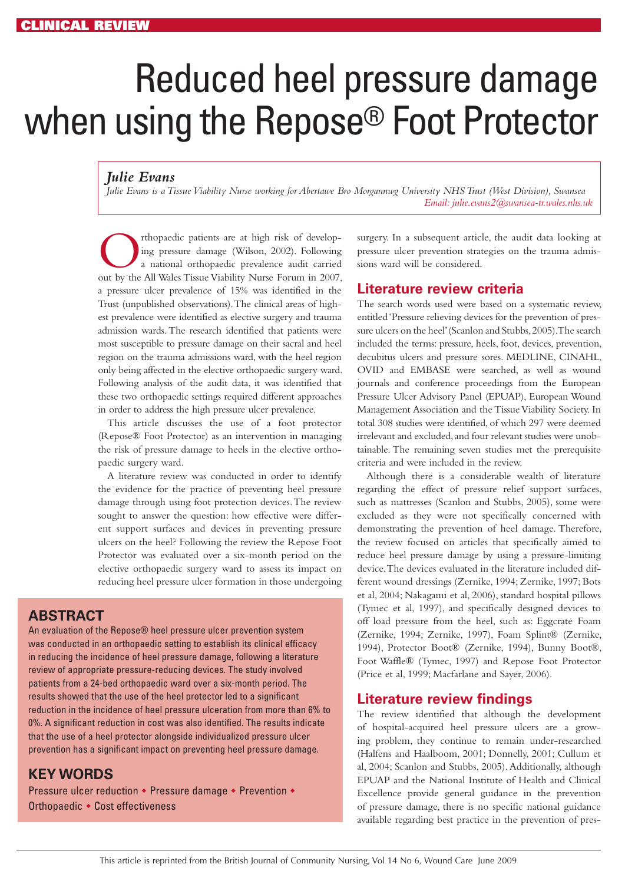# Reduced heel pressure damage when using the Repose® Foot Protector

### *Julie Evans*

*Julie Evans is a Tissue Viability Nurse working for Abertawe Bro Morgannwg University NHS Trust (West Division), Swansea*
*Email: julie.evans2@swansea-tr.wales.nhs.uk*

Orthopaedic patients are at high risk of developing pressure damage (Wilson, 2002). Following a national orthopaedic prevalence audit carried out by the All Wales Tissue Viability Nurse Forum in 2007, a pressure ulcer prevalence of 15% was identified in the Trust (unpublished observations). The clinical areas of highest prevalence were identified as elective surgery and trauma admission wards. The research identified that patients were most susceptible to pressure damage on their sacral and heel region on the trauma admissions ward, with the heel region only being affected in the elective orthopaedic surgery ward. Following analysis of the audit data, it was identified that these two orthopaedic settings required different approaches in order to address the high pressure ulcer prevalence.

This article discusses the use of a foot protector (Repose® Foot Protector) as an intervention in managing the risk of pressure damage to heels in the elective orthopaedic surgery ward.

A literature review was conducted in order to identify the evidence for the practice of preventing heel pressure damage through using foot protection devices. The review sought to answer the question: how effective were different support surfaces and devices in preventing pressure ulcers on the heel? Following the review the Repose Foot Protector was evaluated over a six-month period on the elective orthopaedic surgery ward to assess its impact on reducing heel pressure ulcer formation in those undergoing surgery. In a subsequent article, the audit data looking at pressure ulcer prevention strategies on the trauma admissions ward will be considered.

## ABSTRACT

An evaluation of the Repose® heel pressure ulcer prevention system was conducted in an orthopaedic setting to establish its clinical efficacy in reducing the incidence of heel pressure damage, following a literature review of appropriate pressure-reducing devices. The study involved patients from a 24-bed orthopaedic ward over a six-month period. The results showed that the use of the heel protector led to a significant reduction in the incidence of heel pressure ulceration from more than 6% to 0%. A significant reduction in cost was also identified. The results indicate that the use of a heel protector alongside individualized pressure ulcer prevention has a significant impact on preventing heel pressure damage.

## KEY WORDS

Pressure ulcer reduction ◆ Pressure damage ◆ Prevention ◆ Orthopaedic ◆ Cost effectiveness

## Literature review criteria

The search words used were based on a systematic review, entitled 'Pressure relieving devices for the prevention of pressure ulcers on the heel' (Scanlon and Stubbs, 2005). The search included the terms: pressure, heels, foot, devices, prevention, decubitus ulcers and pressure sores. MEDLINE, CINAHL, OVID and EMBASE were searched, as well as wound journals and conference proceedings from the European Pressure Ulcer Advisory Panel (EPUAP), European Wound Management Association and the Tissue Viability Society. In total 308 studies were identified, of which 297 were deemed irrelevant and excluded, and four relevant studies were unobtainable. The remaining seven studies met the prerequisite criteria and were included in the review.

Although there is a considerable wealth of literature regarding the effect of pressure relief support surfaces, such as mattresses (Scanlon and Stubbs, 2005), some were excluded as they were not specifically concerned with demonstrating the prevention of heel damage. Therefore, the review focused on articles that specifically aimed to reduce heel pressure damage by using a pressure-limiting device. The devices evaluated in the literature included different wound dressings (Zernike, 1994; Zernike, 1997; Bots et al, 2004; Nakagami et al, 2006), standard hospital pillows (Tymec et al, 1997), and specifically designed devices to off load pressure from the heel, such as: Eggcrate Foam (Zernike, 1994; Zernike, 1997), Foam Splint® (Zernike, 1994), Protector Boot® (Zernike, 1994), Bunny Boot®, Foot Waffle® (Tymec, 1997) and Repose Foot Protector (Price et al, 1999; Macfarlane and Sayer, 2006).

## Literature review findings

The review identified that although the development of hospital-acquired heel pressure ulcers are a growing problem, they continue to remain under-researched (Halfens and Haalboom, 2001; Donnelly, 2001; Cullum et al, 2004; Scanlon and Stubbs, 2005). Additionally, although EPUAP and the National Institute of Health and Clinical Excellence provide general guidance in the prevention of pressure damage, there is no specific national guidance available regarding best practice in the prevention of pres-

This article is reprinted from the British Journal of Community Nursing, Vol 14 No 6, Wound Care June 2009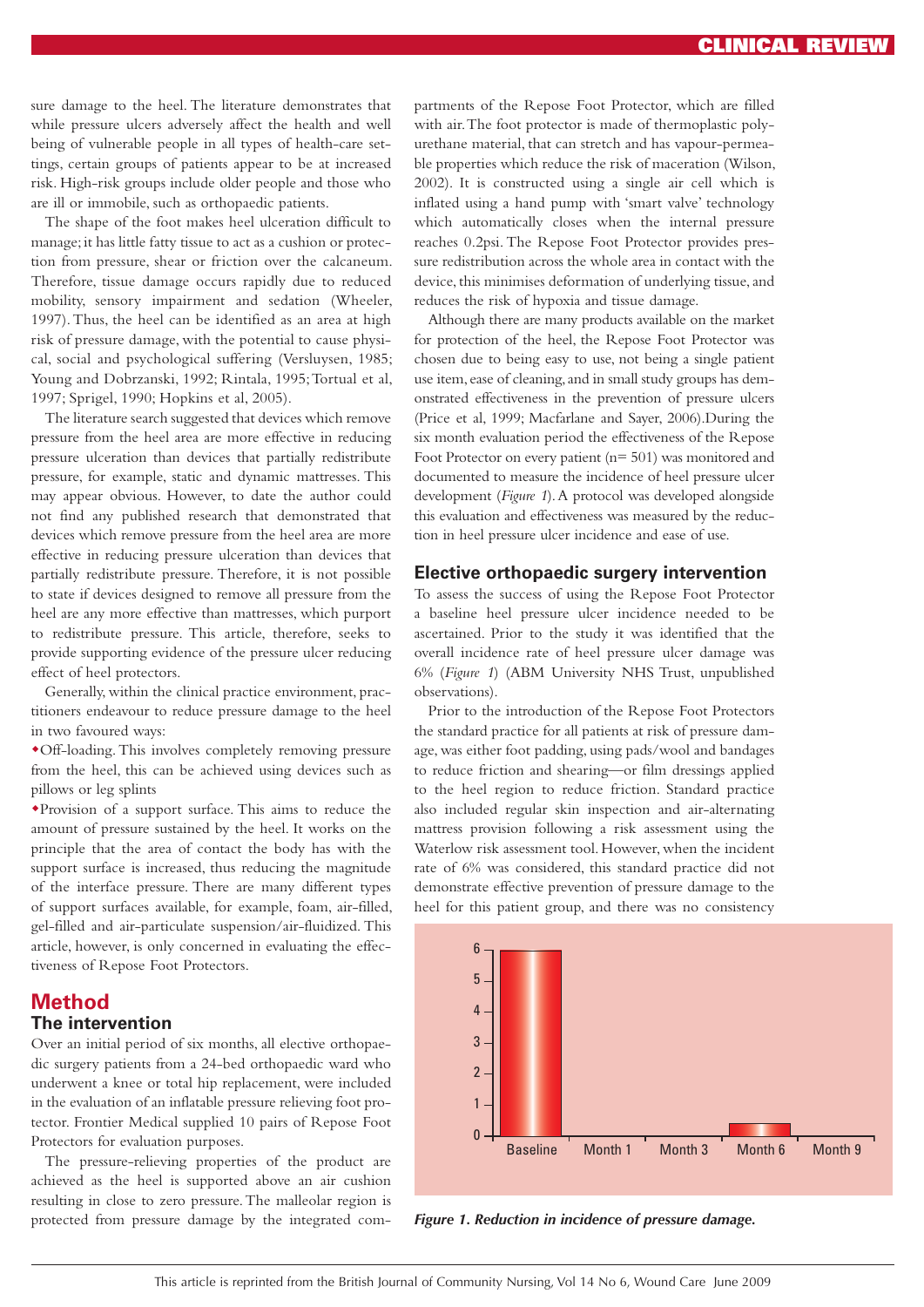sure damage to the heel. The literature demonstrates that while pressure ulcers adversely affect the health and well being of vulnerable people in all types of health-care settings, certain groups of patients appear to be at increased risk. High-risk groups include older people and those who are ill or immobile, such as orthopaedic patients.

The shape of the foot makes heel ulceration difficult to manage; it has little fatty tissue to act as a cushion or protection from pressure, shear or friction over the calcaneum. Therefore, tissue damage occurs rapidly due to reduced mobility, sensory impairment and sedation (Wheeler, 1997). Thus, the heel can be identified as an area at high risk of pressure damage, with the potential to cause physical, social and psychological suffering (Versluysen, 1985; Young and Dobrzanski, 1992; Rintala, 1995; Tortual et al, 1997; Sprigel, 1990; Hopkins et al, 2005).

The literature search suggested that devices which remove pressure from the heel area are more effective in reducing pressure ulceration than devices that partially redistribute pressure, for example, static and dynamic mattresses. This may appear obvious. However, to date the author could not find any published research that demonstrated that devices which remove pressure from the heel area are more effective in reducing pressure ulceration than devices that partially redistribute pressure. Therefore, it is not possible to state if devices designed to remove all pressure from the heel are any more effective than mattresses, which purport to redistribute pressure. This article, therefore, seeks to provide supporting evidence of the pressure ulcer reducing effect of heel protectors.

Generally, within the clinical practice environment, practitioners endeavour to reduce pressure damage to the heel in two favoured ways:

- Off-loading. This involves completely removing pressure from the heel, this can be achieved using devices such as pillows or leg splints
- Provision of a support surface. This aims to reduce the amount of pressure sustained by the heel. It works on the principle that the area of contact the body has with the support surface is increased, thus reducing the magnitude of the interface pressure. There are many different types of support surfaces available, for example, foam, air-filled, gel-filled and air-particulate suspension/air-fluidized. This article, however, is only concerned in evaluating the effectiveness of Repose Foot Protectors.

# Method

## The intervention

Over an initial period of six months, all elective orthopaedic surgery patients from a 24-bed orthopaedic ward who underwent a knee or total hip replacement, were included in the evaluation of an inflatable pressure relieving foot protector. Frontier Medical supplied 10 pairs of Repose Foot Protectors for evaluation purposes.

The pressure-relieving properties of the product are achieved as the heel is supported above an air cushion resulting in close to zero pressure. The malleolar region is protected from pressure damage by the integrated compartments of the Repose Foot Protector, which are filled with air. The foot protector is made of thermoplastic polyurethane material, that can stretch and has vapour-permeable properties which reduce the risk of maceration (Wilson, 2002). It is constructed using a single air cell which is inflated using a hand pump with 'smart valve' technology which automatically closes when the internal pressure reaches 0.2psi. The Repose Foot Protector provides pressure redistribution across the whole area in contact with the device, this minimises deformation of underlying tissue, and reduces the risk of hypoxia and tissue damage.

Although there are many products available on the market for protection of the heel, the Repose Foot Protector was chosen due to being easy to use, not being a single patient use item, ease of cleaning, and in small study groups has demonstrated effectiveness in the prevention of pressure ulcers (Price et al, 1999; Macfarlane and Sayer, 2006). During the six month evaluation period the effectiveness of the Repose Foot Protector on every patient (n= 501) was monitored and documented to measure the incidence of heel pressure ulcer development (*Figure 1*). A protocol was developed alongside this evaluation and effectiveness was measured by the reduction in heel pressure ulcer incidence and ease of use.

## Elective orthopaedic surgery intervention

To assess the success of using the Repose Foot Protector a baseline heel pressure ulcer incidence needed to be ascertained. Prior to the study it was identified that the overall incidence rate of heel pressure ulcer damage was 6% (*Figure 1*) (ABM University NHS Trust, unpublished observations).

Prior to the introduction of the Repose Foot Protectors the standard practice for all patients at risk of pressure damage, was either foot padding, using pads/wool and bandages to reduce friction and shearing—or film dressings applied to the heel region to reduce friction. Standard practice also included regular skin inspection and air-alternating mattress provision following a risk assessment using the Waterlow risk assessment tool. However, when the incident rate of 6% was considered, this standard practice did not demonstrate effective prevention of pressure damage to the heel for this patient group, and there was no consistency

| | Baseline | Month 1 | Month 3 | Month 6 | Month 9 |
|---|---|---|---|---|---|
| Incidence (%) | 6 | 0 | 0 | ~0.4 | 0 |

*Figure 1. Reduction in incidence of pressure damage.*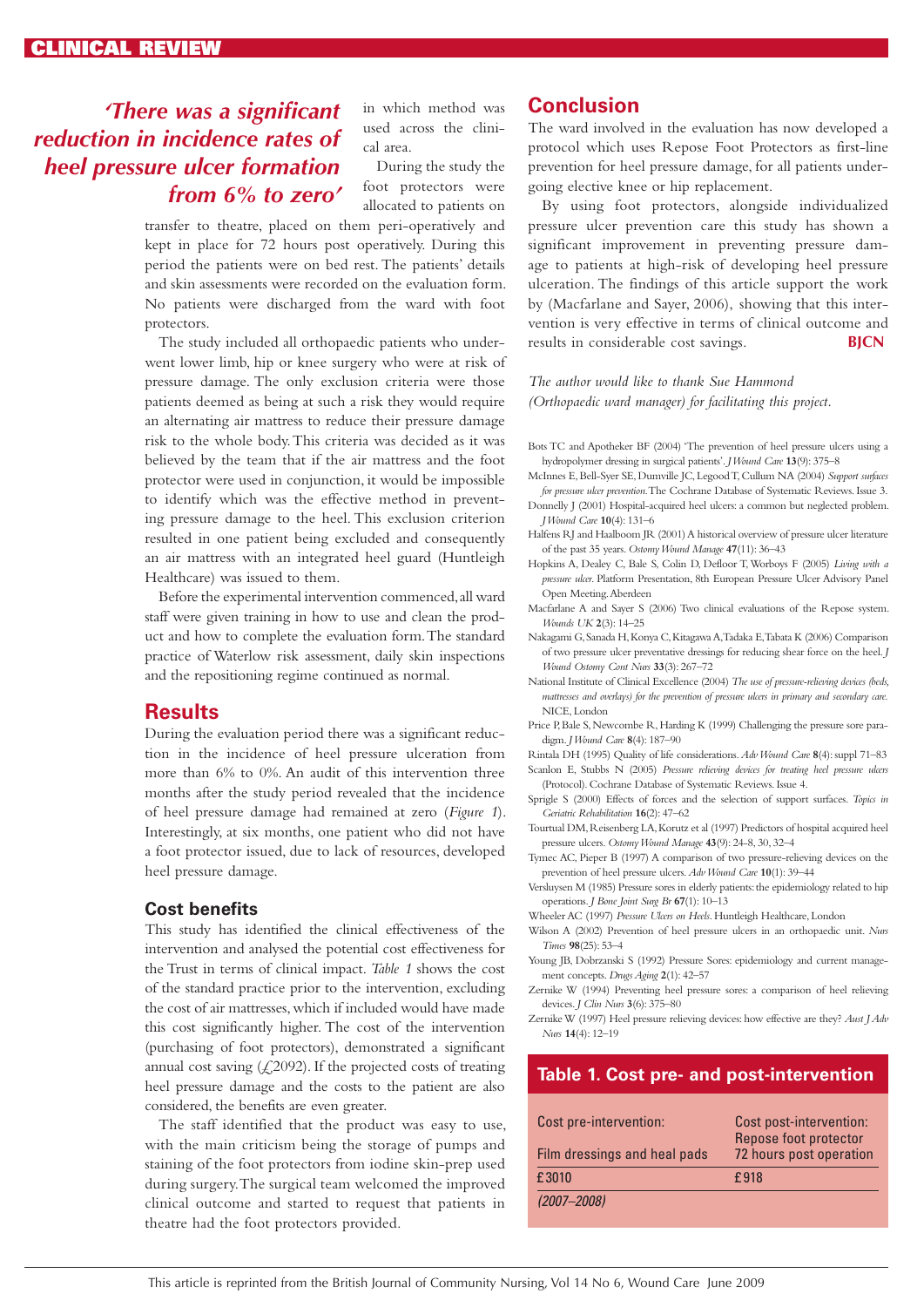*'There was a significant reduction in incidence rates of heel pressure ulcer formation from 6% to zero'*

in which method was used across the clinical area.

During the study the foot protectors were allocated to patients on transfer to theatre, placed on them peri-operatively and kept in place for 72 hours post operatively. During this period the patients were on bed rest. The patients' details and skin assessments were recorded on the evaluation form. No patients were discharged from the ward with foot protectors.

The study included all orthopaedic patients who underwent lower limb, hip or knee surgery who were at risk of pressure damage. The only exclusion criteria were those patients deemed as being at such a risk they would require an alternating air mattress to reduce their pressure damage risk to the whole body. This criteria was decided as it was believed by the team that if the air mattress and the foot protector were used in conjunction, it would be impossible to identify which was the effective method in preventing pressure damage to the heel. This exclusion criterion resulted in one patient being excluded and consequently an air mattress with an integrated heel guard (Huntleigh Healthcare) was issued to them.

Before the experimental intervention commenced, all ward staff were given training in how to use and clean the product and how to complete the evaluation form. The standard practice of Waterlow risk assessment, daily skin inspections and the repositioning regime continued as normal.

## Results

During the evaluation period there was a significant reduction in the incidence of heel pressure ulceration from more than 6% to 0%. An audit of this intervention three months after the study period revealed that the incidence of heel pressure damage had remained at zero (*Figure 1*). Interestingly, at six months, one patient who did not have a foot protector issued, due to lack of resources, developed heel pressure damage.

### Cost benefits

This study has identified the clinical effectiveness of the intervention and analysed the potential cost effectiveness for the Trust in terms of clinical impact. *Table 1* shows the cost of the standard practice prior to the intervention, excluding the cost of air mattresses, which if included would have made this cost significantly higher. The cost of the intervention (purchasing of foot protectors), demonstrated a significant annual cost saving (£2092). If the projected costs of treating heel pressure damage and the costs to the patient are also considered, the benefits are even greater.

The staff identified that the product was easy to use, with the main criticism being the storage of pumps and staining of the foot protectors from iodine skin-prep used during surgery. The surgical team welcomed the improved clinical outcome and started to request that patients in theatre had the foot protectors provided.

## Conclusion

The ward involved in the evaluation has now developed a protocol which uses Repose Foot Protectors as first-line prevention for heel pressure damage, for all patients undergoing elective knee or hip replacement.

By using foot protectors, alongside individualized pressure ulcer prevention care this study has shown a significant improvement in preventing pressure damage to patients at high-risk of developing heel pressure ulceration. The findings of this article support the work by (Macfarlane and Sayer, 2006), showing that this intervention is very effective in terms of clinical outcome and results in considerable cost savings. **BJCN**

*The author would like to thank Sue Hammond (Orthopaedic ward manager) for facilitating this project.*

Bots TC and Apotheker BF (2004) 'The prevention of heel pressure ulcers using a hydropolymer dressing in surgical patients'. *J Wound Care* **13**(9): 375–8

McInnes E, Bell-Syer SE, Dumville JC, Legood T, Cullum NA (2004) *Support surfaces for pressure ulcer prevention.* The Cochrane Database of Systematic Reviews. Issue 3.

Donnelly J (2001) Hospital-acquired heel ulcers: a common but neglected problem. *J Wound Care* **10**(4): 131–6

Halfens RJ and Haalboom JR (2001) A historical overview of pressure ulcer literature of the past 35 years. *Ostomy Wound Manage* **47**(11): 36–43

Hopkins A, Dealey C, Bale S, Colin D, Defloor T, Worboys F (2005) *Living with a pressure ulcer.* Platform Presentation, 8th European Pressure Ulcer Advisory Panel Open Meeting. Aberdeen

Macfarlane A and Sayer S (2006) Two clinical evaluations of the Repose system. *Wounds UK* **2**(3): 14–25

Nakagami G, Sanada H, Konya C, Kitagawa A, Tadaka E, Tabata K (2006) Comparison of two pressure ulcer preventative dressings for reducing shear force on the heel. *J Wound Ostomy Cont Nurs* **33**(3): 267–72

National Institute of Clinical Excellence (2004) *The use of pressure-relieving devices (beds, mattresses and overlays) for the prevention of pressure ulcers in primary and secondary care.* NICE, London

Price P, Bale S, Newcombe R, Harding K (1999) Challenging the pressure sore paradigm. *J Wound Care* **8**(4): 187–90

Rintala DH (1995) Quality of life considerations. *Adv Wound Care* **8**(4): suppl 71–83

Scanlon E, Stubbs N (2005) *Pressure relieving devices for treating heel pressure ulcers* (Protocol). Cochrane Database of Systematic Reviews. Issue 4.

Sprigle S (2000) Effects of forces and the selection of support surfaces. *Topics in Geriatric Rehabilitation* **16**(2): 47–62

Tourtual DM, Reisenberg LA, Korutz et al (1997) Predictors of hospital acquired heel pressure ulcers. *Ostomy Wound Manage* **43**(9): 24–8, 30, 32–4

Tymec AC, Pieper B (1997) A comparison of two pressure-relieving devices on the prevention of heel pressure ulcers. *Adv Wound Care* **10**(1): 39–44

Versluysen M (1985) Pressure sores in elderly patients: the epidemiology related to hip operations. *J Bone Joint Surg Br* **67**(1): 10–13

Wheeler AC (1997) *Pressure Ulcers on Heels.* Huntleigh Healthcare, London

Wilson A (2002) Prevention of heel pressure ulcers in an orthopaedic unit. *Nurs Times* **98**(25): 53–4

Young JB, Dobrzanski S (1992) Pressure Sores: epidemiology and current management concepts. *Drugs Aging* **2**(1): 42–57

Zernike W (1994) Preventing heel pressure sores: a comparison of heel relieving devices. *J Clin Nurs* **3**(6): 375–80

Zernike W (1997) Heel pressure relieving devices: how effective are they? *Aust J Adv Nurs* **14**(4): 12–19

**Table 1. Cost pre- and post-intervention**

| Cost pre-intervention: Film dressings and heal pads | Cost post-intervention: Repose foot protector 72 hours post operation |
|---|---|
| £3010 | £918 |
| *(2007–2008)* | |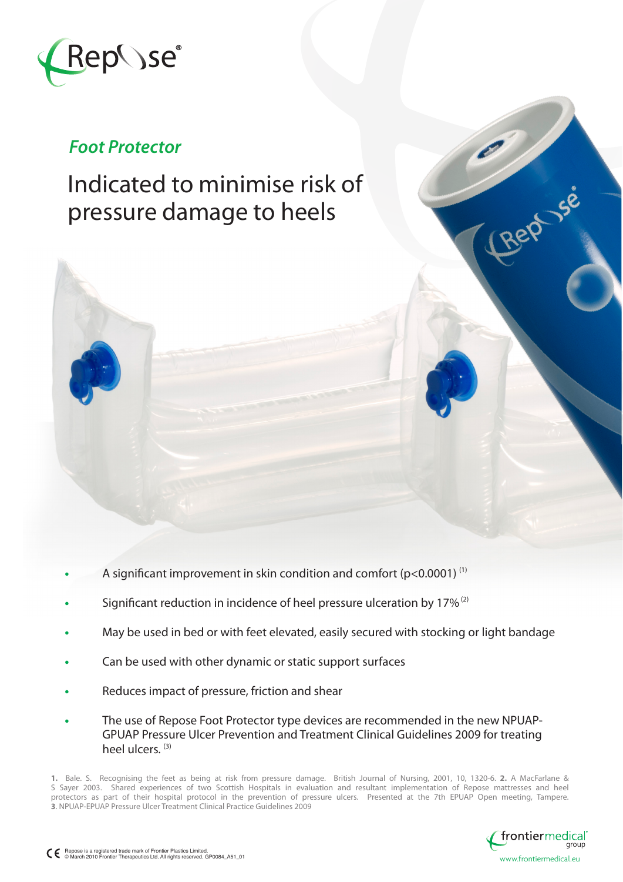# Repose®

## *Foot Protector*

## Indicated to minimise risk of pressure damage to heels

- A significant improvement in skin condition and comfort ($p<0.0001$) [1]
- Significant reduction in incidence of heel pressure ulceration by 17% [2]
- May be used in bed or with feet elevated, easily secured with stocking or light bandage
- Can be used with other dynamic or static support surfaces
- Reduces impact of pressure, friction and shear
- The use of Repose Foot Protector type devices are recommended in the new NPUAP-GPUAP Pressure Ulcer Prevention and Treatment Clinical Guidelines 2009 for treating heel ulcers. [3]

**1.** Bale. S. Recognising the feet as being at risk from pressure damage. British Journal of Nursing, 2001, 10, 1320-6. **2.** A MacFarlane & S Sayer 2003. Shared experiences of two Scottish Hospitals in evaluation and resultant implementation of Repose mattresses and heel protectors as part of their hospital protocol in the prevention of pressure ulcers. Presented at the 7th EPUAP Open meeting, Tampere. **3**. NPUAP-EPUAP Pressure Ulcer Treatment Clinical Practice Guidelines 2009

CE Repose is a registered trade mark of Frontier Plastics Limited.
© March 2010 Frontier Therapeutics Ltd. All rights reserved. GP0084_A51_01

frontiermedical® group
www.frontiermedical.eu